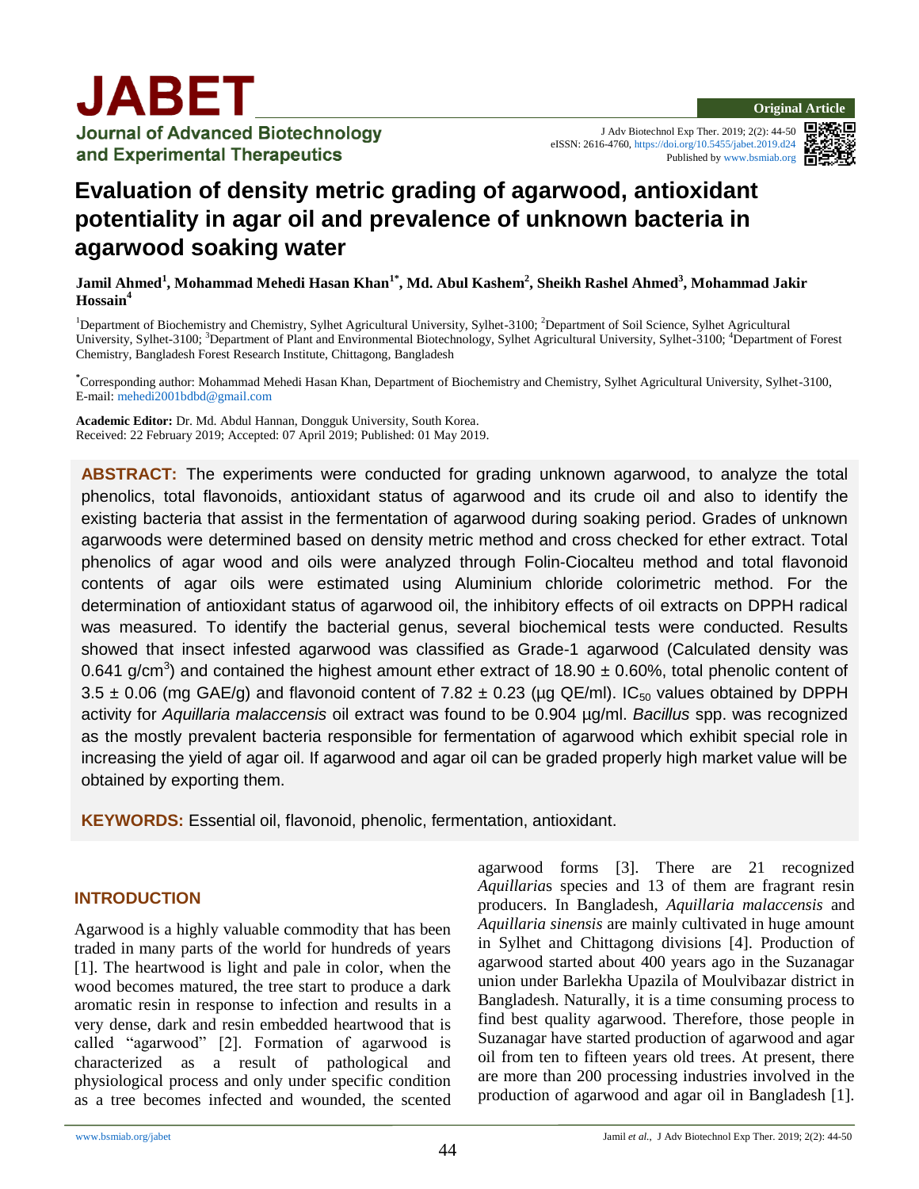# Evaluation of density metric grading of agarwood, antioxidant potentiality in agar oil and prevalence of unknown bacteria in agarwood soaking water

**Jamil Ahmed[1], Mohammad Mehedi Hasan Khan[1*], Md. Abul Kashem[2], Sheikh Rashel Ahmed[3], Mohammad Jakir Hossain[4]**

[1]Department of Biochemistry and Chemistry, Sylhet Agricultural University, Sylhet-3100; [2]Department of Soil Science, Sylhet Agricultural University, Sylhet-3100; [3]Department of Plant and Environmental Biotechnology, Sylhet Agricultural University, Sylhet-3100; [4]Department of Forest Chemistry, Bangladesh Forest Research Institute, Chittagong, Bangladesh

[*]Corresponding author: Mohammad Mehedi Hasan Khan, Department of Biochemistry and Chemistry, Sylhet Agricultural University, Sylhet-3100, E-mail: mehedi2001bdbd@gmail.com

**Academic Editor:** Dr. Md. Abdul Hannan, Dongguk University, South Korea.
Received: 22 February 2019; Accepted: 07 April 2019; Published: 01 May 2019.

**ABSTRACT:** The experiments were conducted for grading unknown agarwood, to analyze the total phenolics, total flavonoids, antioxidant status of agarwood and its crude oil and also to identify the existing bacteria that assist in the fermentation of agarwood during soaking period. Grades of unknown agarwoods were determined based on density metric method and cross checked for ether extract. Total phenolics of agar wood and oils were analyzed through Folin-Ciocalteu method and total flavonoid contents of agar oils were estimated using Aluminium chloride colorimetric method. For the determination of antioxidant status of agarwood oil, the inhibitory effects of oil extracts on DPPH radical was measured. To identify the bacterial genus, several biochemical tests were conducted. Results showed that insect infested agarwood was classified as Grade-1 agarwood (Calculated density was 0.641 g/cm$^3$) and contained the highest amount ether extract of 18.90 ± 0.60%, total phenolic content of 3.5 ± 0.06 (mg GAE/g) and flavonoid content of 7.82 ± 0.23 (µg QE/ml). IC$_{50}$ values obtained by DPPH activity for *Aquillaria malaccensis* oil extract was found to be 0.904 µg/ml. *Bacillus* spp. was recognized as the mostly prevalent bacteria responsible for fermentation of agarwood which exhibit special role in increasing the yield of agar oil. If agarwood and agar oil can be graded properly high market value will be obtained by exporting them.

**KEYWORDS:** Essential oil, flavonoid, phenolic, fermentation, antioxidant.

## INTRODUCTION

Agarwood is a highly valuable commodity that has been traded in many parts of the world for hundreds of years [1]. The heartwood is light and pale in color, when the wood becomes matured, the tree start to produce a dark aromatic resin in response to infection and results in a very dense, dark and resin embedded heartwood that is called "agarwood" [2]. Formation of agarwood is characterized as a result of pathological and physiological process and only under specific condition as a tree becomes infected and wounded, the scented agarwood forms [3]. There are 21 recognized *Aquillaria*s species and 13 of them are fragrant resin producers. In Bangladesh, *Aquillaria malaccensis* and *Aquillaria sinensis* are mainly cultivated in huge amount in Sylhet and Chittagong divisions [4]. Production of agarwood started about 400 years ago in the Suzanagar union under Barlekha Upazila of Moulvibazar district in Bangladesh. Naturally, it is a time consuming process to find best quality agarwood. Therefore, those people in Suzanagar have started production of agarwood and agar oil from ten to fifteen years old trees. At present, there are more than 200 processing industries involved in the production of agarwood and agar oil in Bangladesh [1].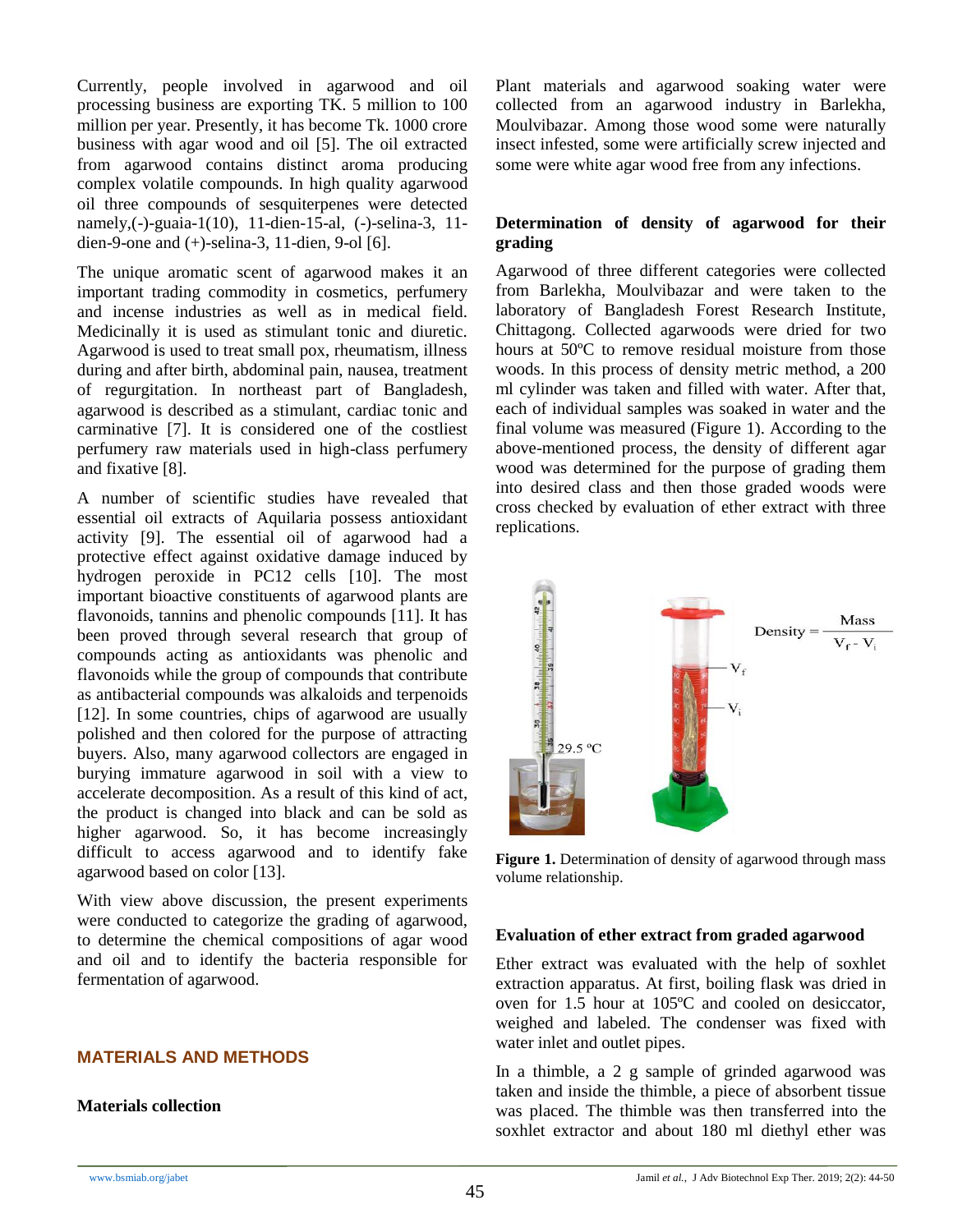Currently, people involved in agarwood and oil processing business are exporting TK. 5 million to 100 million per year. Presently, it has become Tk. 1000 crore business with agar wood and oil [5]. The oil extracted from agarwood contains distinct aroma producing complex volatile compounds. In high quality agarwood oil three compounds of sesquiterpenes were detected namely,(-)-guaia-1(10), 11-dien-15-al, (-)-selina-3, 11-dien-9-one and (+)-selina-3, 11-dien, 9-ol [6].

The unique aromatic scent of agarwood makes it an important trading commodity in cosmetics, perfumery and incense industries as well as in medical field. Medicinally it is used as stimulant tonic and diuretic. Agarwood is used to treat small pox, rheumatism, illness during and after birth, abdominal pain, nausea, treatment of regurgitation. In northeast part of Bangladesh, agarwood is described as a stimulant, cardiac tonic and carminative [7]. It is considered one of the costliest perfumery raw materials used in high-class perfumery and fixative [8].

A number of scientific studies have revealed that essential oil extracts of Aquilaria possess antioxidant activity [9]. The essential oil of agarwood had a protective effect against oxidative damage induced by hydrogen peroxide in PC12 cells [10]. The most important bioactive constituents of agarwood plants are flavonoids, tannins and phenolic compounds [11]. It has been proved through several research that group of compounds acting as antioxidants was phenolic and flavonoids while the group of compounds that contribute as antibacterial compounds was alkaloids and terpenoids [12]. In some countries, chips of agarwood are usually polished and then colored for the purpose of attracting buyers. Also, many agarwood collectors are engaged in burying immature agarwood in soil with a view to accelerate decomposition. As a result of this kind of act, the product is changed into black and can be sold as higher agarwood. So, it has become increasingly difficult to access agarwood and to identify fake agarwood based on color [13].

With view above discussion, the present experiments were conducted to categorize the grading of agarwood, to determine the chemical compositions of agar wood and oil and to identify the bacteria responsible for fermentation of agarwood.

## MATERIALS AND METHODS

### Materials collection

Plant materials and agarwood soaking water were collected from an agarwood industry in Barlekha, Moulvibazar. Among those wood some were naturally insect infested, some were artificially screw injected and some were white agar wood free from any infections.

### Determination of density of agarwood for their grading

Agarwood of three different categories were collected from Barlekha, Moulvibazar and were taken to the laboratory of Bangladesh Forest Research Institute, Chittagong. Collected agarwoods were dried for two hours at 50ºC to remove residual moisture from those woods. In this process of density metric method, a 200 ml cylinder was taken and filled with water. After that, each of individual samples was soaked in water and the final volume was measured (Figure 1). According to the above-mentioned process, the density of different agar wood was determined for the purpose of grading them into desired class and then those graded woods were cross checked by evaluation of ether extract with three replications.

29.5 ºC

$V_f$

$V_i$

$$\text{Density} = \frac{\text{Mass}}{V_f - V_i}$$

**Figure 1.** Determination of density of agarwood through mass volume relationship.

### Evaluation of ether extract from graded agarwood

Ether extract was evaluated with the help of soxhlet extraction apparatus. At first, boiling flask was dried in oven for 1.5 hour at 105ºC and cooled on desiccator, weighed and labeled. The condenser was fixed with water inlet and outlet pipes.

In a thimble, a 2 g sample of grinded agarwood was taken and inside the thimble, a piece of absorbent tissue was placed. The thimble was then transferred into the soxhlet extractor and about 180 ml diethyl ether was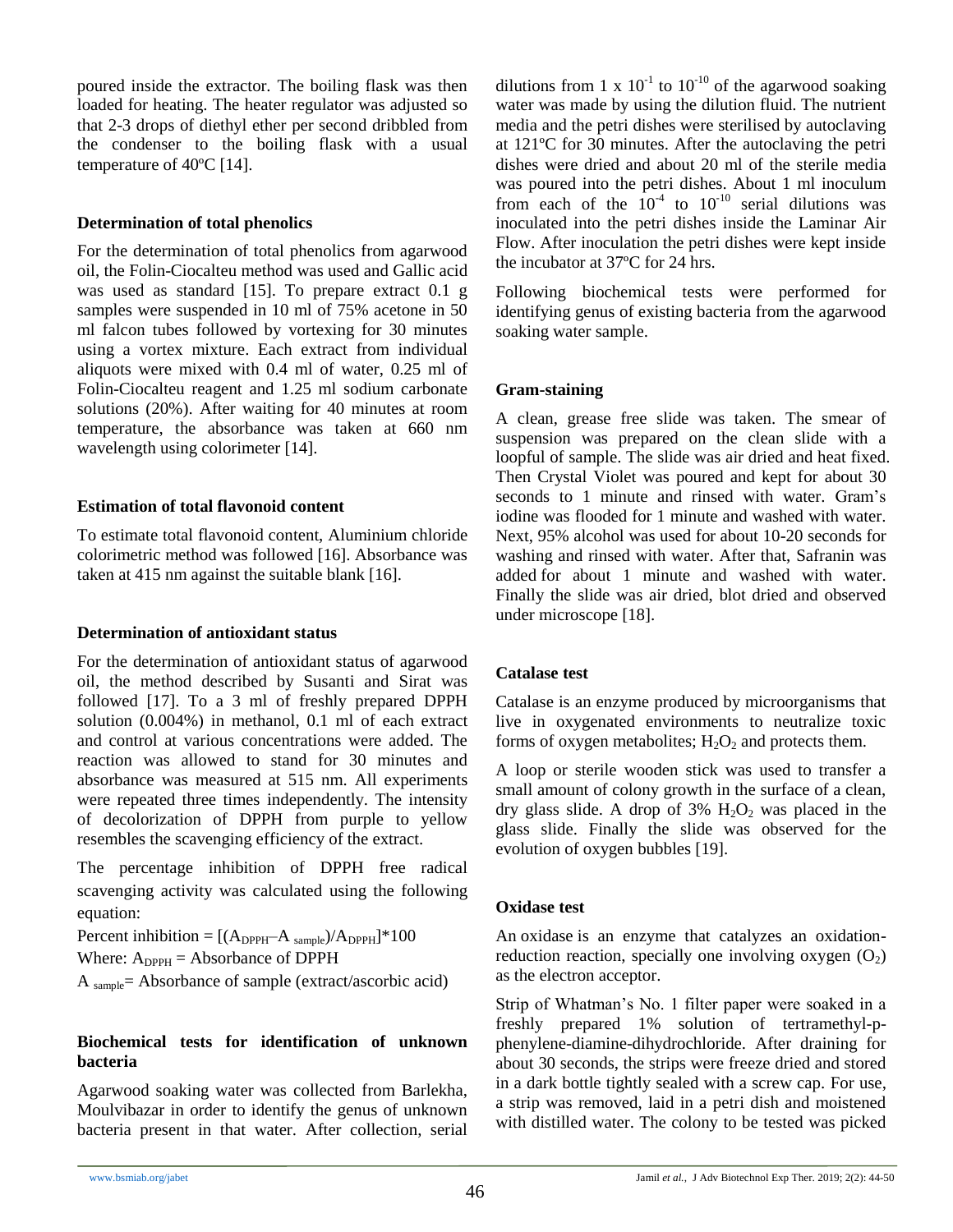poured inside the extractor. The boiling flask was then loaded for heating. The heater regulator was adjusted so that 2-3 drops of diethyl ether per second dribbled from the condenser to the boiling flask with a usual temperature of 40ºC [14].

### Determination of total phenolics

For the determination of total phenolics from agarwood oil, the Folin-Ciocalteu method was used and Gallic acid was used as standard [15]. To prepare extract 0.1 g samples were suspended in 10 ml of 75% acetone in 50 ml falcon tubes followed by vortexing for 30 minutes using a vortex mixture. Each extract from individual aliquots were mixed with 0.4 ml of water, 0.25 ml of Folin-Ciocalteu reagent and 1.25 ml sodium carbonate solutions (20%). After waiting for 40 minutes at room temperature, the absorbance was taken at 660 nm wavelength using colorimeter [14].

### Estimation of total flavonoid content

To estimate total flavonoid content, Aluminium chloride colorimetric method was followed [16]. Absorbance was taken at 415 nm against the suitable blank [16].

### Determination of antioxidant status

For the determination of antioxidant status of agarwood oil, the method described by Susanti and Sirat was followed [17]. To a 3 ml of freshly prepared DPPH solution (0.004%) in methanol, 0.1 ml of each extract and control at various concentrations were added. The reaction was allowed to stand for 30 minutes and absorbance was measured at 515 nm. All experiments were repeated three times independently. The intensity of decolorization of DPPH from purple to yellow resembles the scavenging efficiency of the extract.

The percentage inhibition of DPPH free radical scavenging activity was calculated using the following equation:

$$\text{Percent inhibition} = [(A_{DPPH} - A_{sample})/A_{DPPH}]*100$$

Where: $A_{DPPH}$ = Absorbance of DPPH

$A_{sample}$= Absorbance of sample (extract/ascorbic acid)

### Biochemical tests for identification of unknown bacteria

Agarwood soaking water was collected from Barlekha, Moulvibazar in order to identify the genus of unknown bacteria present in that water. After collection, serial dilutions from 1 x $10^{-1}$ to $10^{-10}$ of the agarwood soaking water was made by using the dilution fluid. The nutrient media and the petri dishes were sterilised by autoclaving at 121ºC for 30 minutes. After the autoclaving the petri dishes were dried and about 20 ml of the sterile media was poured into the petri dishes. About 1 ml inoculum from each of the $10^{-4}$ to $10^{-10}$ serial dilutions was inoculated into the petri dishes inside the Laminar Air Flow. After inoculation the petri dishes were kept inside the incubator at 37ºC for 24 hrs.

Following biochemical tests were performed for identifying genus of existing bacteria from the agarwood soaking water sample.

### Gram-staining

A clean, grease free slide was taken. The smear of suspension was prepared on the clean slide with a loopful of sample. The slide was air dried and heat fixed. Then Crystal Violet was poured and kept for about 30 seconds to 1 minute and rinsed with water. Gram's iodine was flooded for 1 minute and washed with water. Next, 95% alcohol was used for about 10-20 seconds for washing and rinsed with water. After that, Safranin was added for about 1 minute and washed with water. Finally the slide was air dried, blot dried and observed under microscope [18].

### Catalase test

Catalase is an enzyme produced by microorganisms that live in oxygenated environments to neutralize toxic forms of oxygen metabolites; $H_2O_2$ and protects them.

A loop or sterile wooden stick was used to transfer a small amount of colony growth in the surface of a clean, dry glass slide. A drop of 3% $H_2O_2$ was placed in the glass slide. Finally the slide was observed for the evolution of oxygen bubbles [19].

### Oxidase test

An oxidase is an enzyme that catalyzes an oxidation-reduction reaction, specially one involving oxygen ($O_2$) as the electron acceptor.

Strip of Whatman's No. 1 filter paper were soaked in a freshly prepared 1% solution of tertramethyl-p-phenylene-diamine-dihydrochloride. After draining for about 30 seconds, the strips were freeze dried and stored in a dark bottle tightly sealed with a screw cap. For use, a strip was removed, laid in a petri dish and moistened with distilled water. The colony to be tested was picked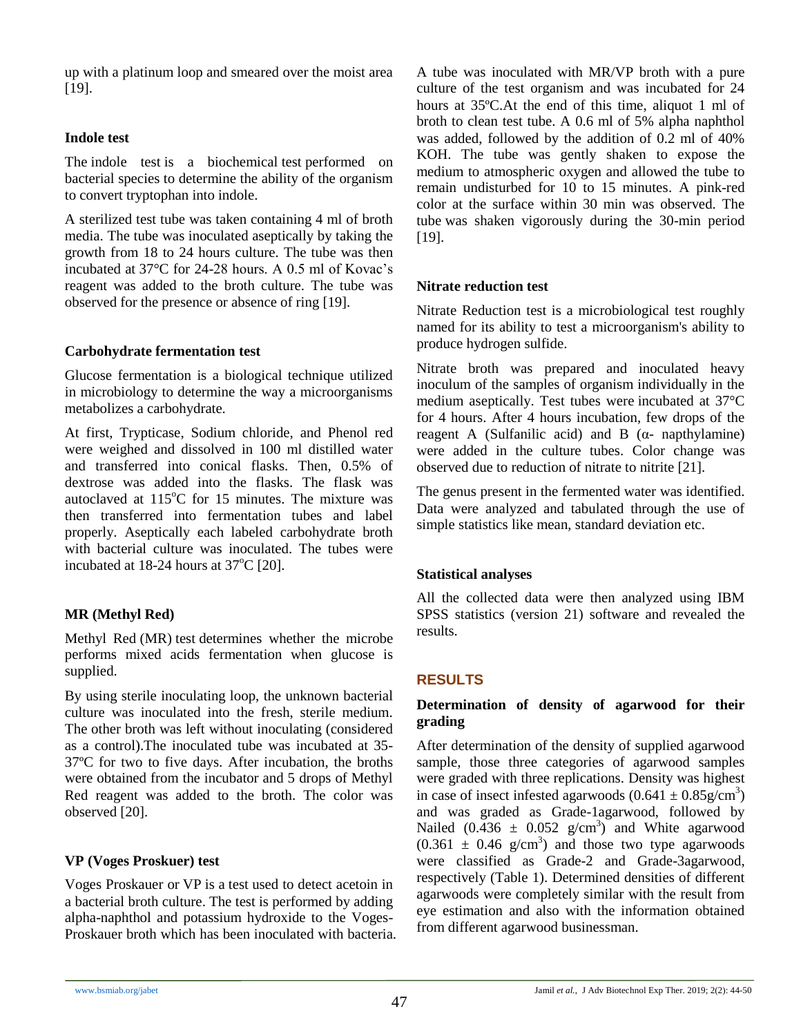up with a platinum loop and smeared over the moist area [19].

### Indole test

The indole test is a biochemical test performed on bacterial species to determine the ability of the organism to convert tryptophan into indole.

A sterilized test tube was taken containing 4 ml of broth media. The tube was inoculated aseptically by taking the growth from 18 to 24 hours culture. The tube was then incubated at 37°C for 24-28 hours. A 0.5 ml of Kovac's reagent was added to the broth culture. The tube was observed for the presence or absence of ring [19].

### Carbohydrate fermentation test

Glucose fermentation is a biological technique utilized in microbiology to determine the way a microorganisms metabolizes a carbohydrate.

At first, Trypticase, Sodium chloride, and Phenol red were weighed and dissolved in 100 ml distilled water and transferred into conical flasks. Then, 0.5% of dextrose was added into the flasks. The flask was autoclaved at 115$^{o}$C for 15 minutes. The mixture was then transferred into fermentation tubes and label properly. Aseptically each labeled carbohydrate broth with bacterial culture was inoculated. The tubes were incubated at 18-24 hours at 37$^{o}$C [20].

### MR (Methyl Red)

Methyl Red (MR) test determines whether the microbe performs mixed acids fermentation when glucose is supplied.

By using sterile inoculating loop, the unknown bacterial culture was inoculated into the fresh, sterile medium. The other broth was left without inoculating (considered as a control).The inoculated tube was incubated at 35-37ºC for two to five days. After incubation, the broths were obtained from the incubator and 5 drops of Methyl Red reagent was added to the broth. The color was observed [20].

### VP (Voges Proskuer) test

Voges Proskauer or VP is a test used to detect acetoin in a bacterial broth culture. The test is performed by adding alpha-naphthol and potassium hydroxide to the Voges-Proskauer broth which has been inoculated with bacteria. A tube was inoculated with MR/VP broth with a pure culture of the test organism and was incubated for 24 hours at 35ºC.At the end of this time, aliquot 1 ml of broth to clean test tube. A 0.6 ml of 5% alpha naphthol was added, followed by the addition of 0.2 ml of 40% KOH. The tube was gently shaken to expose the medium to atmospheric oxygen and allowed the tube to remain undisturbed for 10 to 15 minutes. A pink-red color at the surface within 30 min was observed. The tube was shaken vigorously during the 30-min period [19].

### Nitrate reduction test

Nitrate Reduction test is a microbiological test roughly named for its ability to test a microorganism's ability to produce hydrogen sulfide.

Nitrate broth was prepared and inoculated heavy inoculum of the samples of organism individually in the medium aseptically. Test tubes were incubated at 37°C for 4 hours. After 4 hours incubation, few drops of the reagent A (Sulfanilic acid) and B (α- napthylamine) were added in the culture tubes. Color change was observed due to reduction of nitrate to nitrite [21].

The genus present in the fermented water was identified. Data were analyzed and tabulated through the use of simple statistics like mean, standard deviation etc.

### Statistical analyses

All the collected data were then analyzed using IBM SPSS statistics (version 21) software and revealed the results.

## RESULTS

### Determination of density of agarwood for their grading

After determination of the density of supplied agarwood sample, those three categories of agarwood samples were graded with three replications. Density was highest in case of insect infested agarwoods ($0.641 \pm 0.85 g/cm^3$) and was graded as Grade-1agarwood, followed by Nailed ($0.436 \pm 0.052$ $g/cm^3$) and White agarwood ($0.361 \pm 0.46$ $g/cm^3$) and those two type agarwoods were classified as Grade-2 and Grade-3agarwood, respectively (Table 1). Determined densities of different agarwoods were completely similar with the result from eye estimation and also with the information obtained from different agarwood businessman.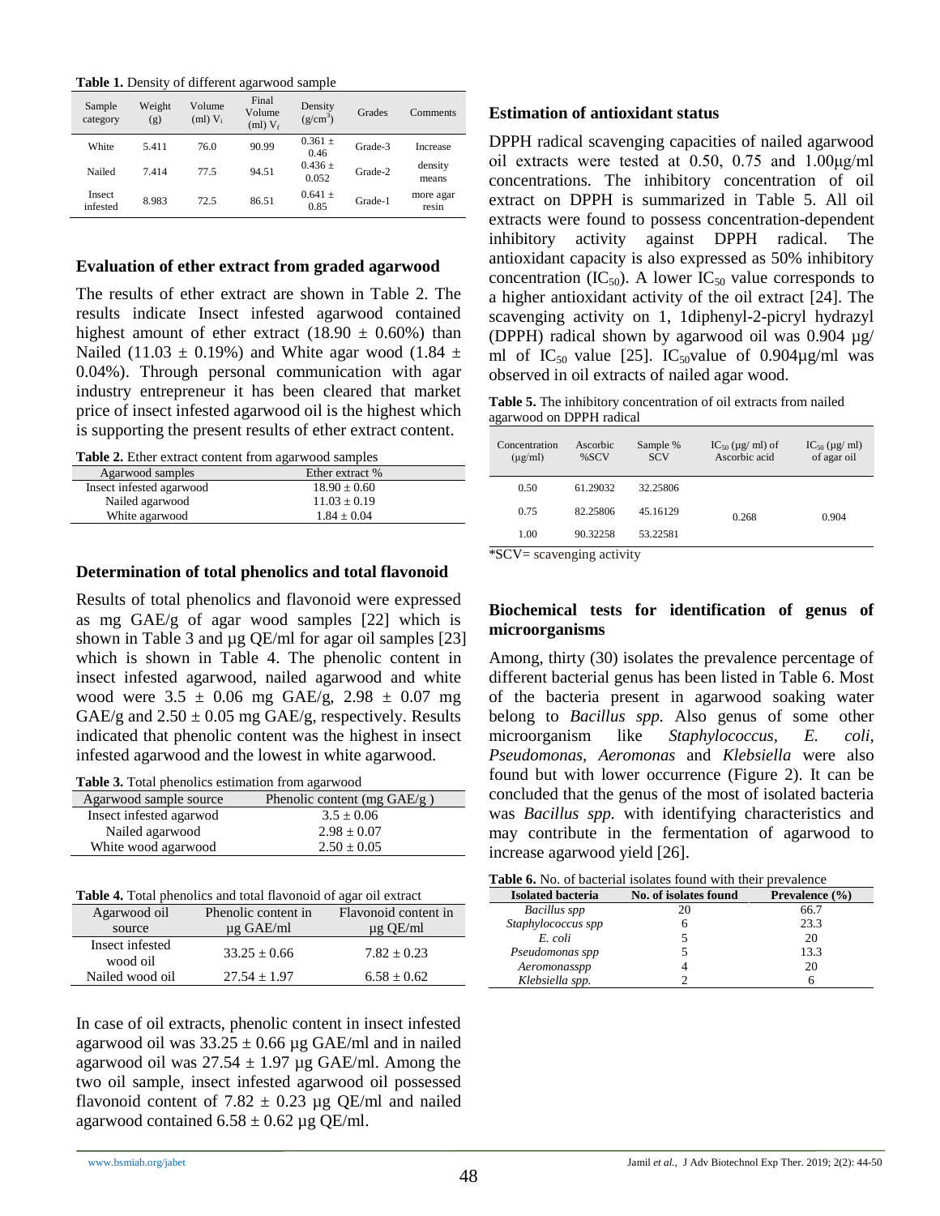**Table 1.** Density of different agarwood sample

| Sample category | Weight (g) | Volume (ml) $V_i$ | Final Volume (ml) $V_f$ | Density (g/cm$^3$) | Grades | Comments |
|---|---|---|---|---|---|---|
| White | 5.411 | 76.0 | 90.99 | 0.361 ± 0.46 | Grade-3 | Increase |
| Nailed | 7.414 | 77.5 | 94.51 | 0.436 ± 0.052 | Grade-2 | density means |
| Insect infested | 8.983 | 72.5 | 86.51 | 0.641 ± 0.85 | Grade-1 | more agar resin |

### Evaluation of ether extract from graded agarwood

The results of ether extract are shown in Table 2. The results indicate Insect infested agarwood contained highest amount of ether extract (18.90 ± 0.60%) than Nailed (11.03 ± 0.19%) and White agar wood (1.84 ± 0.04%). Through personal communication with agar industry entrepreneur it has been cleared that market price of insect infested agarwood oil is the highest which is supporting the present results of ether extract content.

**Table 2.** Ether extract content from agarwood samples

| Agarwood samples | Ether extract % |
|---|---|
| Insect infested agarwood | 18.90 ± 0.60 |
| Nailed agarwood | 11.03 ± 0.19 |
| White agarwood | 1.84 ± 0.04 |

### Determination of total phenolics and total flavonoid

Results of total phenolics and flavonoid were expressed as mg GAE/g of agar wood samples [22] which is shown in Table 3 and µg QE/ml for agar oil samples [23] which is shown in Table 4. The phenolic content in insect infested agarwood, nailed agarwood and white wood were 3.5 ± 0.06 mg GAE/g, 2.98 ± 0.07 mg GAE/g and 2.50 ± 0.05 mg GAE/g, respectively. Results indicated that phenolic content was the highest in insect infested agarwood and the lowest in white agarwood.

**Table 3.** Total phenolics estimation from agarwood

| Agarwood sample source | Phenolic content (mg GAE/g ) |
|---|---|
| Insect infested agarwood | 3.5 ± 0.06 |
| Nailed agarwood | 2.98 ± 0.07 |
| White wood agarwood | 2.50 ± 0.05 |

**Table 4.** Total phenolics and total flavonoid of agar oil extract

| Agarwood oil source | Phenolic content in µg GAE/ml | Flavonoid content in µg QE/ml |
|---|---|---|
| Insect infested wood oil | 33.25 ± 0.66 | 7.82 ± 0.23 |
| Nailed wood oil | 27.54 ± 1.97 | 6.58 ± 0.62 |

In case of oil extracts, phenolic content in insect infested agarwood oil was 33.25 ± 0.66 µg GAE/ml and in nailed agarwood oil was 27.54 ± 1.97 µg GAE/ml. Among the two oil sample, insect infested agarwood oil possessed flavonoid content of 7.82 ± 0.23 µg QE/ml and nailed agarwood contained 6.58 ± 0.62 µg QE/ml.

### Estimation of antioxidant status

DPPH radical scavenging capacities of nailed agarwood oil extracts were tested at 0.50, 0.75 and 1.00µg/ml concentrations. The inhibitory concentration of oil extract on DPPH is summarized in Table 5. All oil extracts were found to possess concentration-dependent inhibitory activity against DPPH radical. The antioxidant capacity is also expressed as 50% inhibitory concentration ($IC_{50}$). A lower $IC_{50}$ value corresponds to a higher antioxidant activity of the oil extract [24]. The scavenging activity on 1, 1diphenyl-2-picryl hydrazyl (DPPH) radical shown by agarwood oil was 0.904 µg/ ml of $IC_{50}$ value [25]. $IC_{50}$value of 0.904µg/ml was observed in oil extracts of nailed agar wood.

**Table 5.** The inhibitory concentration of oil extracts from nailed agarwood on DPPH radical

| Concentration (µg/ml) | Ascorbic %SCV | Sample % SCV | $IC_{50}$ (µg/ ml) of Ascorbic acid | $IC_{50}$ (µg/ ml) of agar oil |
|---|---|---|---|---|
| 0.50 | 61.29032 | 32.25806 | | |
| 0.75 | 82.25806 | 45.16129 | 0.268 | 0.904 |
| 1.00 | 90.32258 | 53.22581 | | |

*SCV= scavenging activity

### Biochemical tests for identification of genus of microorganisms

Among, thirty (30) isolates the prevalence percentage of different bacterial genus has been listed in Table 6. Most of the bacteria present in agarwood soaking water belong to *Bacillus spp.* Also genus of some other microorganism like *Staphylococcus, E. coli, Pseudomonas, Aeromonas* and *Klebsiella* were also found but with lower occurrence (Figure 2). It can be concluded that the genus of the most of isolated bacteria was *Bacillus spp.* with identifying characteristics and may contribute in the fermentation of agarwood to increase agarwood yield [26].

**Table 6.** No. of bacterial isolates found with their prevalence

| Isolated bacteria | No. of isolates found | Prevalence (%) |
|---|---|---|
| *Bacillus spp* | 20 | 66.7 |
| *Staphylococcus spp* | 6 | 23.3 |
| *E. coli* | 5 | 20 |
| *Pseudomonas spp* | 5 | 13.3 |
| *Aeromonasspp* | 4 | 20 |
| *Klebsiella spp.* | 2 | 6 |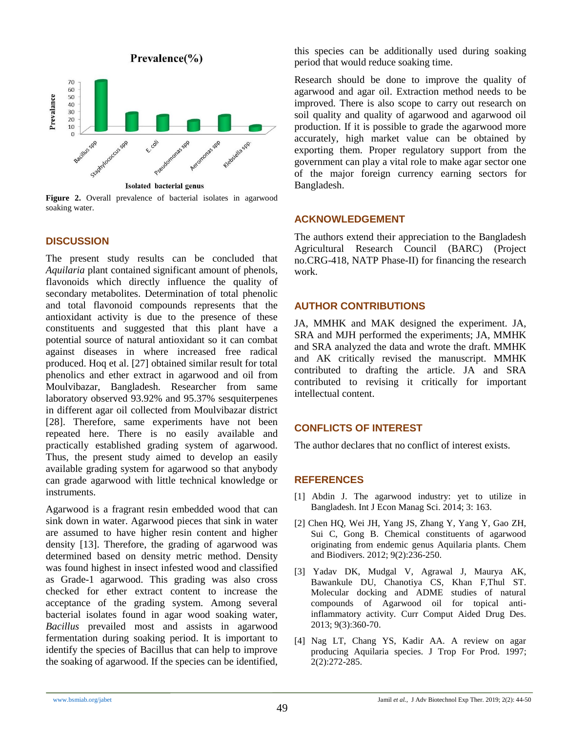Prevalence(%)

Prevalance

70
60
50
40
30
20
10
0

Bacillus spp
Staphylococcus spp
E. coli
Pseudomonas spp
Aeromonas spp
Klebsiella spp.

Isolated bacterial genus

**Figure 2.** Overall prevalence of bacterial isolates in agarwood soaking water.

## DISCUSSION

The present study results can be concluded that *Aquilaria* plant contained significant amount of phenols, flavonoids which directly influence the quality of secondary metabolites. Determination of total phenolic and total flavonoid compounds represents that the antioxidant activity is due to the presence of these constituents and suggested that this plant have a potential source of natural antioxidant so it can combat against diseases in where increased free radical produced. Hoq et al. [27] obtained similar result for total phenolics and ether extract in agarwood and oil from Moulvibazar, Bangladesh. Researcher from same laboratory observed 93.92% and 95.37% sesquiterpenes in different agar oil collected from Moulvibazar district [28]. Therefore, same experiments have not been repeated here. There is no easily available and practically established grading system of agarwood. Thus, the present study aimed to develop an easily available grading system for agarwood so that anybody can grade agarwood with little technical knowledge or instruments.

Agarwood is a fragrant resin embedded wood that can sink down in water. Agarwood pieces that sink in water are assumed to have higher resin content and higher density [13]. Therefore, the grading of agarwood was determined based on density metric method. Density was found highest in insect infested wood and classified as Grade-1 agarwood. This grading was also cross checked for ether extract content to increase the acceptance of the grading system. Among several bacterial isolates found in agar wood soaking water, *Bacillus* prevailed most and assists in agarwood fermentation during soaking period. It is important to identify the species of Bacillus that can help to improve the soaking of agarwood. If the species can be identified, this species can be additionally used during soaking period that would reduce soaking time.

Research should be done to improve the quality of agarwood and agar oil. Extraction method needs to be improved. There is also scope to carry out research on soil quality and quality of agarwood and agarwood oil production. If it is possible to grade the agarwood more accurately, high market value can be obtained by exporting them. Proper regulatory support from the government can play a vital role to make agar sector one of the major foreign currency earning sectors for Bangladesh.

## ACKNOWLEDGEMENT

The authors extend their appreciation to the Bangladesh Agricultural Research Council (BARC) (Project no.CRG-418, NATP Phase-II) for financing the research work.

## AUTHOR CONTRIBUTIONS

JA, MMHK and MAK designed the experiment. JA, SRA and MJH performed the experiments; JA, MMHK and SRA analyzed the data and wrote the draft. MMHK and AK critically revised the manuscript. MMHK contributed to drafting the article. JA and SRA contributed to revising it critically for important intellectual content.

## CONFLICTS OF INTEREST

The author declares that no conflict of interest exists.

## REFERENCES

[1] Abdin J. The agarwood industry: yet to utilize in Bangladesh. Int J Econ Manag Sci. 2014; 3: 163.

[2] Chen HQ, Wei JH, Yang JS, Zhang Y, Yang Y, Gao ZH, Sui C, Gong B. Chemical constituents of agarwood originating from endemic genus Aquilaria plants. Chem and Biodivers. 2012; 9(2):236-250.

[3] Yadav DK, Mudgal V, Agrawal J, Maurya AK, Bawankule DU, Chanotiya CS, Khan F,Thul ST. Molecular docking and ADME studies of natural compounds of Agarwood oil for topical anti-inflammatory activity. Curr Comput Aided Drug Des. 2013; 9(3):360-70.

[4] Nag LT, Chang YS, Kadir AA. A review on agar producing Aquilaria species. J Trop For Prod. 1997; 2(2):272-285.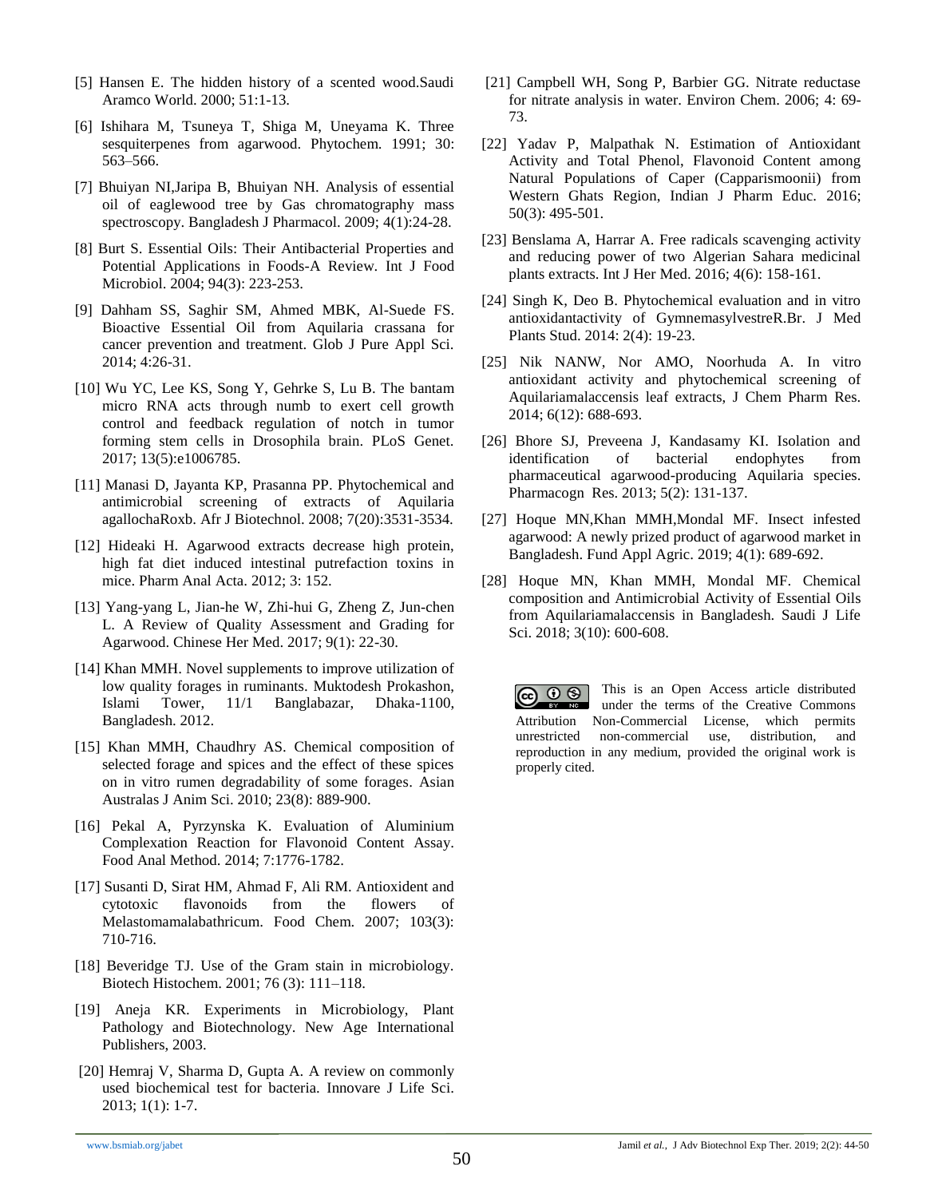[5] Hansen E. The hidden history of a scented wood.Saudi Aramco World. 2000; 51:1-13.

[6] Ishihara M, Tsuneya T, Shiga M, Uneyama K. Three sesquiterpenes from agarwood. Phytochem. 1991; 30: 563–566.

[7] Bhuiyan NI,Jaripa B, Bhuiyan NH. Analysis of essential oil of eaglewood tree by Gas chromatography mass spectroscopy. Bangladesh J Pharmacol. 2009; 4(1):24-28.

[8] Burt S. Essential Oils: Their Antibacterial Properties and Potential Applications in Foods-A Review. Int J Food Microbiol. 2004; 94(3): 223-253.

[9] Dahham SS, Saghir SM, Ahmed MBK, Al-Suede FS. Bioactive Essential Oil from Aquilaria crassana for cancer prevention and treatment. Glob J Pure Appl Sci. 2014; 4:26-31.

[10] Wu YC, Lee KS, Song Y, Gehrke S, Lu B. The bantam micro RNA acts through numb to exert cell growth control and feedback regulation of notch in tumor forming stem cells in Drosophila brain. PLoS Genet. 2017; 13(5):e1006785.

[11] Manasi D, Jayanta KP, Prasanna PP. Phytochemical and antimicrobial screening of extracts of Aquilaria agallochaRoxb. Afr J Biotechnol. 2008; 7(20):3531-3534.

[12] Hideaki H. Agarwood extracts decrease high protein, high fat diet induced intestinal putrefaction toxins in mice. Pharm Anal Acta. 2012; 3: 152.

[13] Yang-yang L, Jian-he W, Zhi-hui G, Zheng Z, Jun-chen L. A Review of Quality Assessment and Grading for Agarwood. Chinese Her Med. 2017; 9(1): 22-30.

[14] Khan MMH. Novel supplements to improve utilization of low quality forages in ruminants. Muktodesh Prokashon, Islami Tower, 11/1 Banglabazar, Dhaka-1100, Bangladesh. 2012.

[15] Khan MMH, Chaudhry AS. Chemical composition of selected forage and spices and the effect of these spices on in vitro rumen degradability of some forages. Asian Australas J Anim Sci. 2010; 23(8): 889-900.

[16] Pekal A, Pyrzynska K. Evaluation of Aluminium Complexation Reaction for Flavonoid Content Assay. Food Anal Method. 2014; 7:1776-1782.

[17] Susanti D, Sirat HM, Ahmad F, Ali RM. Antioxident and cytotoxic flavonoids from the flowers of Melastomamalabathricum. Food Chem. 2007; 103(3): 710-716.

[18] Beveridge TJ. Use of the Gram stain in microbiology. Biotech Histochem. 2001; 76 (3): 111–118.

[19] Aneja KR. Experiments in Microbiology, Plant Pathology and Biotechnology. New Age International Publishers, 2003.

[20] Hemraj V, Sharma D, Gupta A. A review on commonly used biochemical test for bacteria. Innovare J Life Sci. 2013; 1(1): 1-7.

[21] Campbell WH, Song P, Barbier GG. Nitrate reductase for nitrate analysis in water. Environ Chem. 2006; 4: 69-73.

[22] Yadav P, Malpathak N. Estimation of Antioxidant Activity and Total Phenol, Flavonoid Content among Natural Populations of Caper (Capparismoonii) from Western Ghats Region, Indian J Pharm Educ. 2016; 50(3): 495-501.

[23] Benslama A, Harrar A. Free radicals scavenging activity and reducing power of two Algerian Sahara medicinal plants extracts. Int J Her Med. 2016; 4(6): 158-161.

[24] Singh K, Deo B. Phytochemical evaluation and in vitro antioxidantactivity of GymnemasylvestreR.Br. J Med Plants Stud. 2014: 2(4): 19-23.

[25] Nik NANW, Nor AMO, Noorhuda A. In vitro antioxidant activity and phytochemical screening of Aquilariamalaccensis leaf extracts, J Chem Pharm Res. 2014; 6(12): 688-693.

[26] Bhore SJ, Preveena J, Kandasamy KI. Isolation and identification of bacterial endophytes from pharmaceutical agarwood-producing Aquilaria species. Pharmacogn Res. 2013; 5(2): 131-137.

[27] Hoque MN,Khan MMH,Mondal MF. Insect infested agarwood: A newly prized product of agarwood market in Bangladesh. Fund Appl Agric. 2019; 4(1): 689-692.

[28] Hoque MN, Khan MMH, Mondal MF. Chemical composition and Antimicrobial Activity of Essential Oils from Aquilariamalaccensis in Bangladesh. Saudi J Life Sci. 2018; 3(10): 600-608.

This is an Open Access article distributed under the terms of the Creative Commons Attribution Non-Commercial License, which permits unrestricted non-commercial use, distribution, and reproduction in any medium, provided the original work is properly cited.